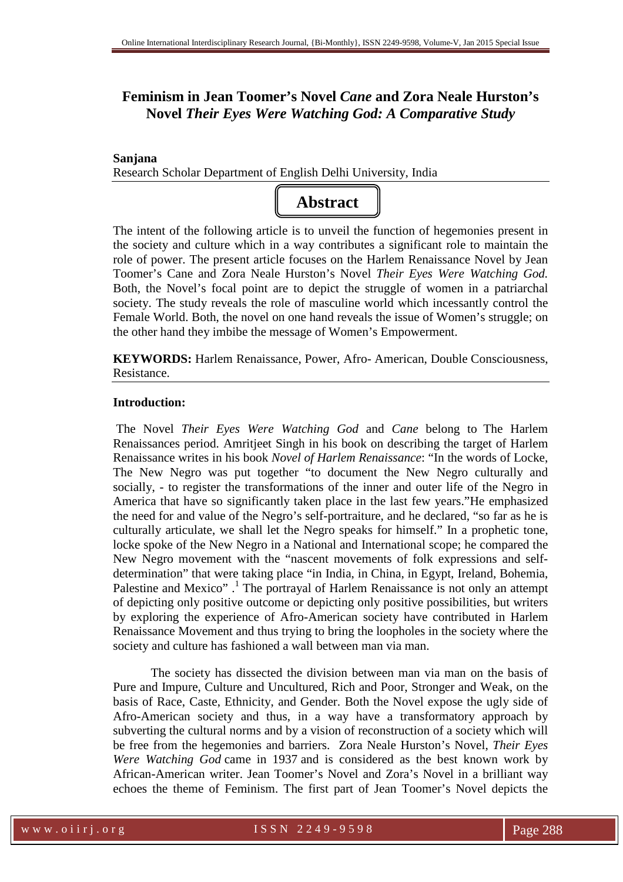# Feminism in Jean Toomer's Novel *Cane* and Zora Neale Hurston's Novel *Their Eyes Were Watching God: A Comparative Study*

**Sanjana**

Research Scholar Department of English Delhi University, India

## Abstract

The intent of the following article is to unveil the function of hegemonies present in the society and culture which in a way contributes a significant role to maintain the role of power. The present article focuses on the Harlem Renaissance Novel by Jean Toomer's Cane and Zora Neale Hurston's Novel *Their Eyes Were Watching God.* Both, the Novel's focal point are to depict the struggle of women in a patriarchal society. The study reveals the role of masculine world which incessantly control the Female World. Both, the novel on one hand reveals the issue of Women's struggle; on the other hand they imbibe the message of Women's Empowerment.

**KEYWORDS:** Harlem Renaissance, Power, Afro- American, Double Consciousness, Resistance.

**Introduction:**

The Novel *Their Eyes Were Watching God* and *Cane* belong to The Harlem Renaissances period. Amritjeet Singh in his book on describing the target of Harlem Renaissance writes in his book *Novel of Harlem Renaissance*: "In the words of Locke, The New Negro was put together "to document the New Negro culturally and socially, - to register the transformations of the inner and outer life of the Negro in America that have so significantly taken place in the last few years."He emphasized the need for and value of the Negro's self-portraiture, and he declared, "so far as he is culturally articulate, we shall let the Negro speaks for himself." In a prophetic tone, locke spoke of the New Negro in a National and International scope; he compared the New Negro movement with the "nascent movements of folk expressions and self-determination" that were taking place "in India, in China, in Egypt, Ireland, Bohemia, Palestine and Mexico" .[1] The portrayal of Harlem Renaissance is not only an attempt of depicting only positive outcome or depicting only positive possibilities, but writers by exploring the experience of Afro-American society have contributed in Harlem Renaissance Movement and thus trying to bring the loopholes in the society where the society and culture has fashioned a wall between man via man.

The society has dissected the division between man via man on the basis of Pure and Impure, Culture and Uncultured, Rich and Poor, Stronger and Weak, on the basis of Race, Caste, Ethnicity, and Gender. Both the Novel expose the ugly side of Afro-American society and thus, in a way have a transformatory approach by subverting the cultural norms and by a vision of reconstruction of a society which will be free from the hegemonies and barriers. Zora Neale Hurston's Novel, *Their Eyes Were Watching God* came in 1937 and is considered as the best known work by African-American writer. Jean Toomer's Novel and Zora's Novel in a brilliant way echoes the theme of Feminism. The first part of Jean Toomer's Novel depicts the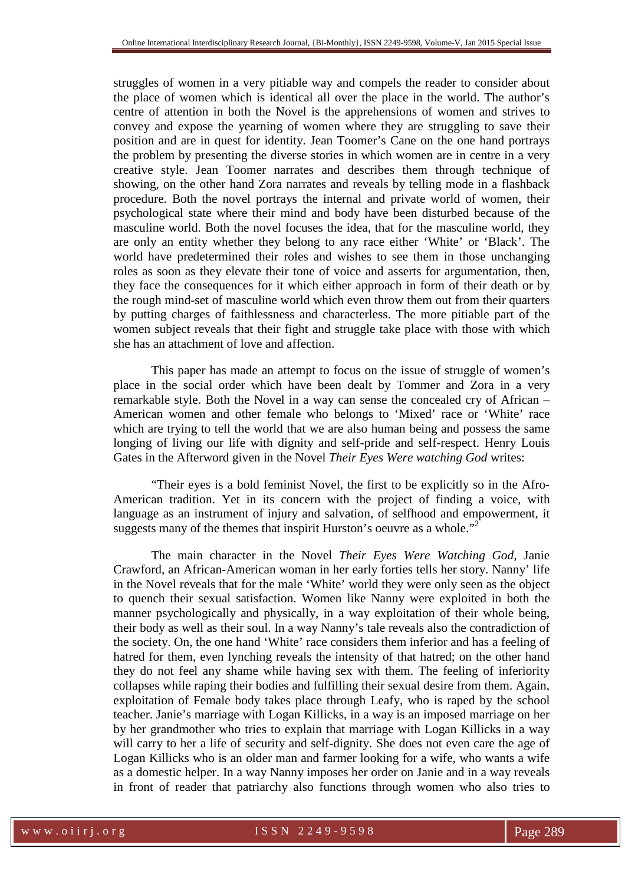struggles of women in a very pitiable way and compels the reader to consider about the place of women which is identical all over the place in the world. The author's centre of attention in both the Novel is the apprehensions of women and strives to convey and expose the yearning of women where they are struggling to save their position and are in quest for identity. Jean Toomer's Cane on the one hand portrays the problem by presenting the diverse stories in which women are in centre in a very creative style. Jean Toomer narrates and describes them through technique of showing, on the other hand Zora narrates and reveals by telling mode in a flashback procedure. Both the novel portrays the internal and private world of women, their psychological state where their mind and body have been disturbed because of the masculine world. Both the novel focuses the idea, that for the masculine world, they are only an entity whether they belong to any race either 'White' or 'Black'. The world have predetermined their roles and wishes to see them in those unchanging roles as soon as they elevate their tone of voice and asserts for argumentation, then, they face the consequences for it which either approach in form of their death or by the rough mind-set of masculine world which even throw them out from their quarters by putting charges of faithlessness and characterless. The more pitiable part of the women subject reveals that their fight and struggle take place with those with which she has an attachment of love and affection.

This paper has made an attempt to focus on the issue of struggle of women's place in the social order which have been dealt by Tommer and Zora in a very remarkable style. Both the Novel in a way can sense the concealed cry of African – American women and other female who belongs to 'Mixed' race or 'White' race which are trying to tell the world that we are also human being and possess the same longing of living our life with dignity and self-pride and self-respect. Henry Louis Gates in the Afterword given in the Novel *Their Eyes Were watching God* writes:

"Their eyes is a bold feminist Novel, the first to be explicitly so in the Afro-American tradition. Yet in its concern with the project of finding a voice, with language as an instrument of injury and salvation, of selfhood and empowerment, it suggests many of the themes that inspirit Hurston's oeuvre as a whole."[2]

The main character in the Novel *Their Eyes Were Watching God,* Janie Crawford, an African-American woman in her early forties tells her story. Nanny' life in the Novel reveals that for the male 'White' world they were only seen as the object to quench their sexual satisfaction. Women like Nanny were exploited in both the manner psychologically and physically, in a way exploitation of their whole being, their body as well as their soul. In a way Nanny's tale reveals also the contradiction of the society. On, the one hand 'White' race considers them inferior and has a feeling of hatred for them, even lynching reveals the intensity of that hatred; on the other hand they do not feel any shame while having sex with them. The feeling of inferiority collapses while raping their bodies and fulfilling their sexual desire from them. Again, exploitation of Female body takes place through Leafy, who is raped by the school teacher. Janie's marriage with Logan Killicks, in a way is an imposed marriage on her by her grandmother who tries to explain that marriage with Logan Killicks in a way will carry to her a life of security and self-dignity. She does not even care the age of Logan Killicks who is an older man and farmer looking for a wife, who wants a wife as a domestic helper. In a way Nanny imposes her order on Janie and in a way reveals in front of reader that patriarchy also functions through women who also tries to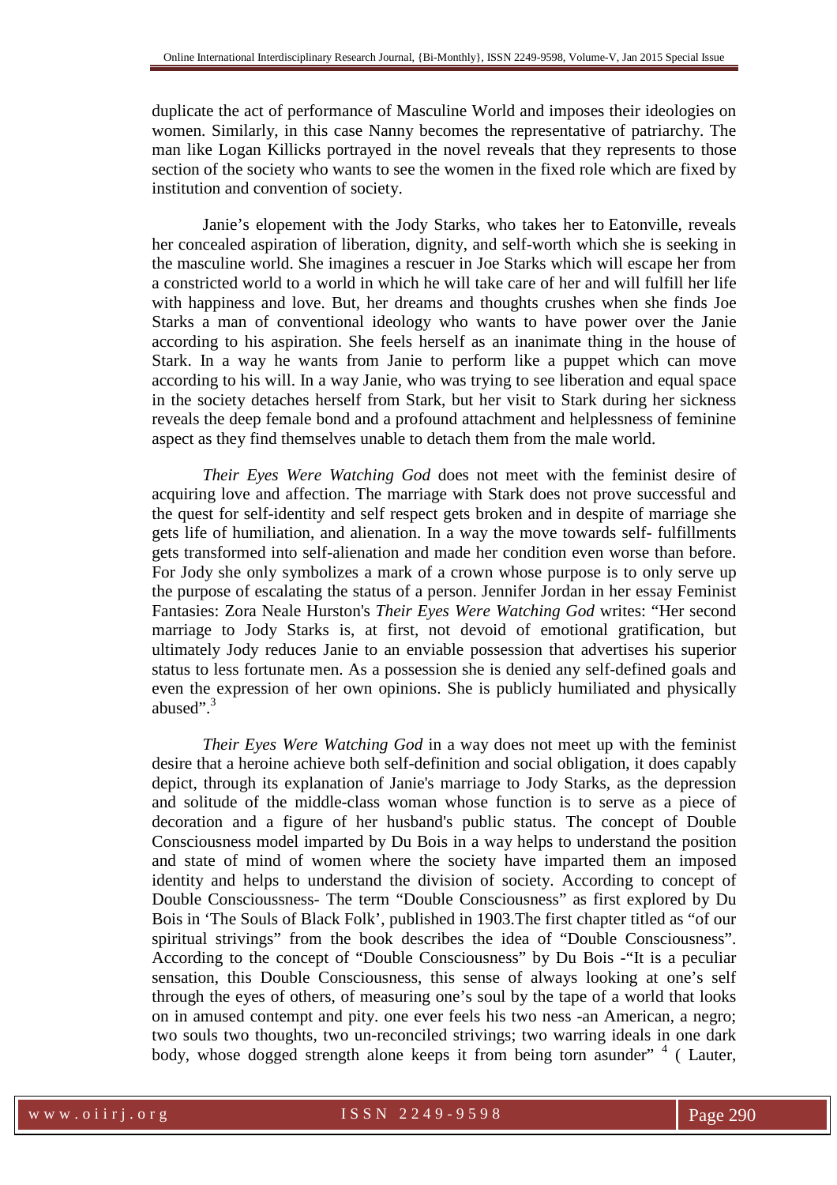duplicate the act of performance of Masculine World and imposes their ideologies on women. Similarly, in this case Nanny becomes the representative of patriarchy. The man like Logan Killicks portrayed in the novel reveals that they represents to those section of the society who wants to see the women in the fixed role which are fixed by institution and convention of society.

Janie's elopement with the Jody Starks, who takes her to Eatonville, reveals her concealed aspiration of liberation, dignity, and self-worth which she is seeking in the masculine world. She imagines a rescuer in Joe Starks which will escape her from a constricted world to a world in which he will take care of her and will fulfill her life with happiness and love. But, her dreams and thoughts crushes when she finds Joe Starks a man of conventional ideology who wants to have power over the Janie according to his aspiration. She feels herself as an inanimate thing in the house of Stark. In a way he wants from Janie to perform like a puppet which can move according to his will. In a way Janie, who was trying to see liberation and equal space in the society detaches herself from Stark, but her visit to Stark during her sickness reveals the deep female bond and a profound attachment and helplessness of feminine aspect as they find themselves unable to detach them from the male world.

*Their Eyes Were Watching God* does not meet with the feminist desire of acquiring love and affection. The marriage with Stark does not prove successful and the quest for self-identity and self respect gets broken and in despite of marriage she gets life of humiliation, and alienation. In a way the move towards self- fulfillments gets transformed into self-alienation and made her condition even worse than before. For Jody she only symbolizes a mark of a crown whose purpose is to only serve up the purpose of escalating the status of a person. Jennifer Jordan in her essay Feminist Fantasies: Zora Neale Hurston's *Their Eyes Were Watching God* writes: "Her second marriage to Jody Starks is, at first, not devoid of emotional gratification, but ultimately Jody reduces Janie to an enviable possession that advertises his superior status to less fortunate men. As a possession she is denied any self-defined goals and even the expression of her own opinions. She is publicly humiliated and physically abused".[3]

*Their Eyes Were Watching God* in a way does not meet up with the feminist desire that a heroine achieve both self-definition and social obligation, it does capably depict, through its explanation of Janie's marriage to Jody Starks, as the depression and solitude of the middle-class woman whose function is to serve as a piece of decoration and a figure of her husband's public status. The concept of Double Consciousness model imparted by Du Bois in a way helps to understand the position and state of mind of women where the society have imparted them an imposed identity and helps to understand the division of society. According to concept of Double Consciousness- The term "Double Consciousness" as first explored by Du Bois in 'The Souls of Black Folk', published in 1903.The first chapter titled as "of our spiritual strivings" from the book describes the idea of "Double Consciousness". According to the concept of "Double Consciousness" by Du Bois -"It is a peculiar sensation, this Double Consciousness, this sense of always looking at one's self through the eyes of others, of measuring one's soul by the tape of a world that looks on in amused contempt and pity. one ever feels his two ness -an American, a negro; two souls two thoughts, two un-reconciled strivings; two warring ideals in one dark body, whose dogged strength alone keeps it from being torn asunder" [4] ( Lauter,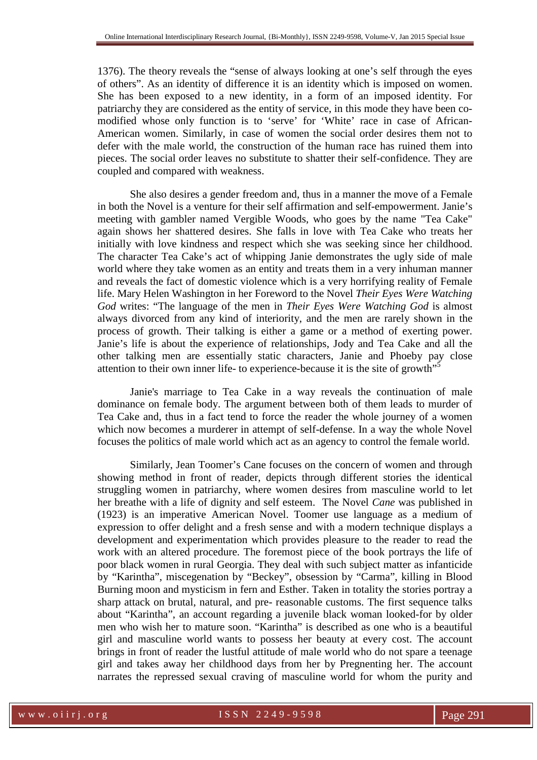1376). The theory reveals the "sense of always looking at one's self through the eyes of others". As an identity of difference it is an identity which is imposed on women. She has been exposed to a new identity, in a form of an imposed identity. For patriarchy they are considered as the entity of service, in this mode they have been co-modified whose only function is to 'serve' for 'White' race in case of African-American women. Similarly, in case of women the social order desires them not to defer with the male world, the construction of the human race has ruined them into pieces. The social order leaves no substitute to shatter their self-confidence. They are coupled and compared with weakness.

She also desires a gender freedom and, thus in a manner the move of a Female in both the Novel is a venture for their self affirmation and self-empowerment. Janie's meeting with gambler named Vergible Woods, who goes by the name "Tea Cake" again shows her shattered desires. She falls in love with Tea Cake who treats her initially with love kindness and respect which she was seeking since her childhood. The character Tea Cake's act of whipping Janie demonstrates the ugly side of male world where they take women as an entity and treats them in a very inhuman manner and reveals the fact of domestic violence which is a very horrifying reality of Female life. Mary Helen Washington in her Foreword to the Novel *Their Eyes Were Watching God* writes: "The language of the men in *Their Eyes Were Watching God* is almost always divorced from any kind of interiority, and the men are rarely shown in the process of growth. Their talking is either a game or a method of exerting power. Janie's life is about the experience of relationships, Jody and Tea Cake and all the other talking men are essentially static characters, Janie and Phoeby pay close attention to their own inner life- to experience-because it is the site of growth"[5]

Janie's marriage to Tea Cake in a way reveals the continuation of male dominance on female body. The argument between both of them leads to murder of Tea Cake and, thus in a fact tend to force the reader the whole journey of a women which now becomes a murderer in attempt of self-defense. In a way the whole Novel focuses the politics of male world which act as an agency to control the female world.

Similarly, Jean Toomer's Cane focuses on the concern of women and through showing method in front of reader, depicts through different stories the identical struggling women in patriarchy, where women desires from masculine world to let her breathe with a life of dignity and self esteem. The Novel *Cane* was published in (1923) is an imperative American Novel. Toomer use language as a medium of expression to offer delight and a fresh sense and with a modern technique displays a development and experimentation which provides pleasure to the reader to read the work with an altered procedure. The foremost piece of the book portrays the life of poor black women in rural Georgia. They deal with such subject matter as infanticide by "Karintha", miscegenation by "Beckey", obsession by "Carma", killing in Blood Burning moon and mysticism in fern and Esther. Taken in totality the stories portray a sharp attack on brutal, natural, and pre- reasonable customs. The first sequence talks about "Karintha", an account regarding a juvenile black woman looked-for by older men who wish her to mature soon. "Karintha" is described as one who is a beautiful girl and masculine world wants to possess her beauty at every cost. The account brings in front of reader the lustful attitude of male world who do not spare a teenage girl and takes away her childhood days from her by Pregnenting her. The account narrates the repressed sexual craving of masculine world for whom the purity and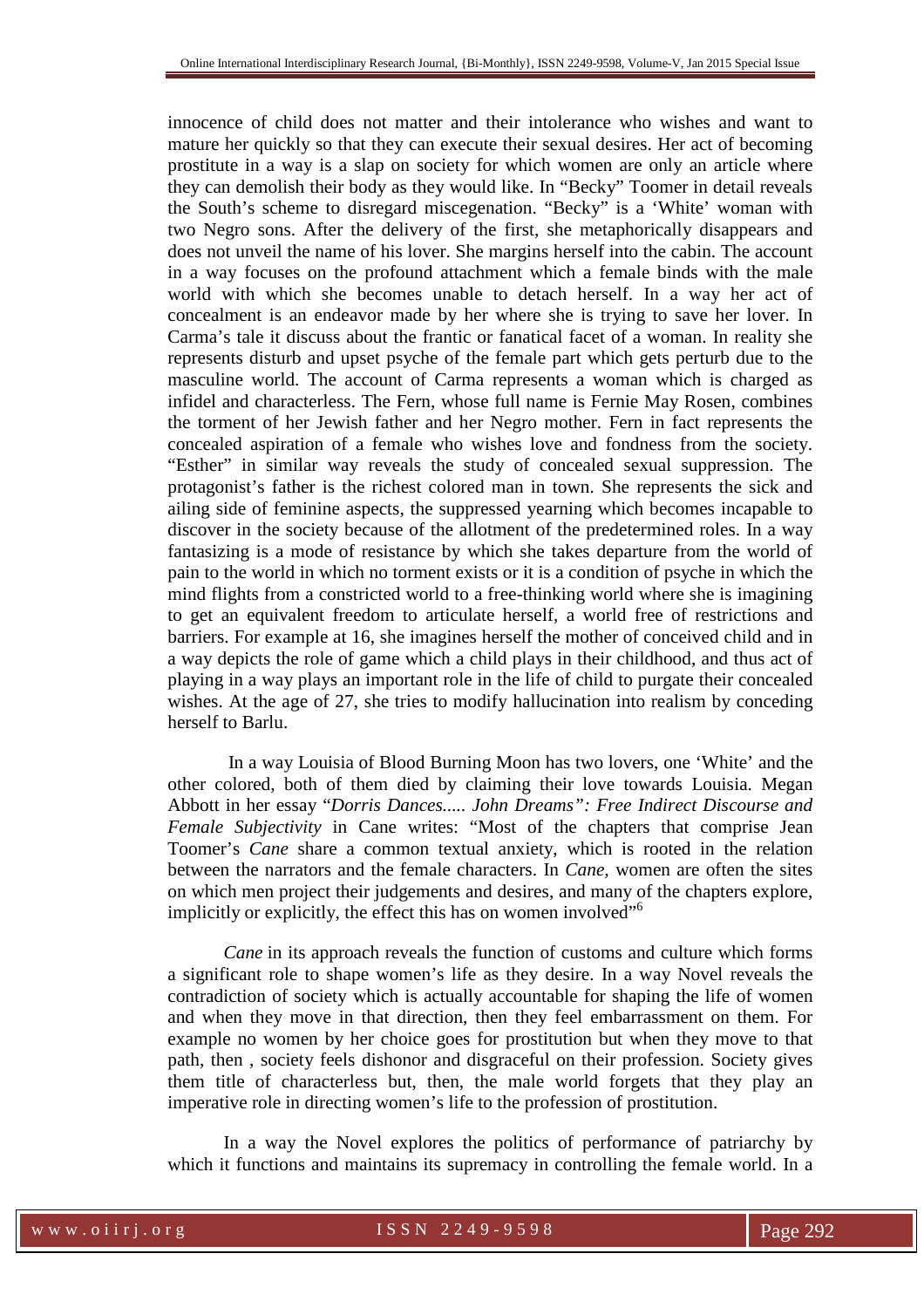innocence of child does not matter and their intolerance who wishes and want to mature her quickly so that they can execute their sexual desires. Her act of becoming prostitute in a way is a slap on society for which women are only an article where they can demolish their body as they would like. In "Becky" Toomer in detail reveals the South's scheme to disregard miscegenation. "Becky" is a 'White' woman with two Negro sons. After the delivery of the first, she metaphorically disappears and does not unveil the name of his lover. She margins herself into the cabin. The account in a way focuses on the profound attachment which a female binds with the male world with which she becomes unable to detach herself. In a way her act of concealment is an endeavor made by her where she is trying to save her lover. In Carma's tale it discuss about the frantic or fanatical facet of a woman. In reality she represents disturb and upset psyche of the female part which gets perturb due to the masculine world. The account of Carma represents a woman which is charged as infidel and characterless. The Fern, whose full name is Fernie May Rosen, combines the torment of her Jewish father and her Negro mother. Fern in fact represents the concealed aspiration of a female who wishes love and fondness from the society. "Esther" in similar way reveals the study of concealed sexual suppression. The protagonist's father is the richest colored man in town. She represents the sick and ailing side of feminine aspects, the suppressed yearning which becomes incapable to discover in the society because of the allotment of the predetermined roles. In a way fantasizing is a mode of resistance by which she takes departure from the world of pain to the world in which no torment exists or it is a condition of psyche in which the mind flights from a constricted world to a free-thinking world where she is imagining to get an equivalent freedom to articulate herself, a world free of restrictions and barriers. For example at 16, she imagines herself the mother of conceived child and in a way depicts the role of game which a child plays in their childhood, and thus act of playing in a way plays an important role in the life of child to purgate their concealed wishes. At the age of 27, she tries to modify hallucination into realism by conceding herself to Barlu.

In a way Louisia of Blood Burning Moon has two lovers, one 'White' and the other colored, both of them died by claiming their love towards Louisia. Megan Abbott in her essay "*Dorris Dances..... John Dreams": Free Indirect Discourse and Female Subjectivity* in Cane writes: "Most of the chapters that comprise Jean Toomer's *Cane* share a common textual anxiety, which is rooted in the relation between the narrators and the female characters. In *Cane,* women are often the sites on which men project their judgements and desires, and many of the chapters explore, implicitly or explicitly, the effect this has on women involved"[6]

*Cane* in its approach reveals the function of customs and culture which forms a significant role to shape women's life as they desire. In a way Novel reveals the contradiction of society which is actually accountable for shaping the life of women and when they move in that direction, then they feel embarrassment on them. For example no women by her choice goes for prostitution but when they move to that path, then , society feels dishonor and disgraceful on their profession. Society gives them title of characterless but, then, the male world forgets that they play an imperative role in directing women's life to the profession of prostitution.

In a way the Novel explores the politics of performance of patriarchy by which it functions and maintains its supremacy in controlling the female world. In a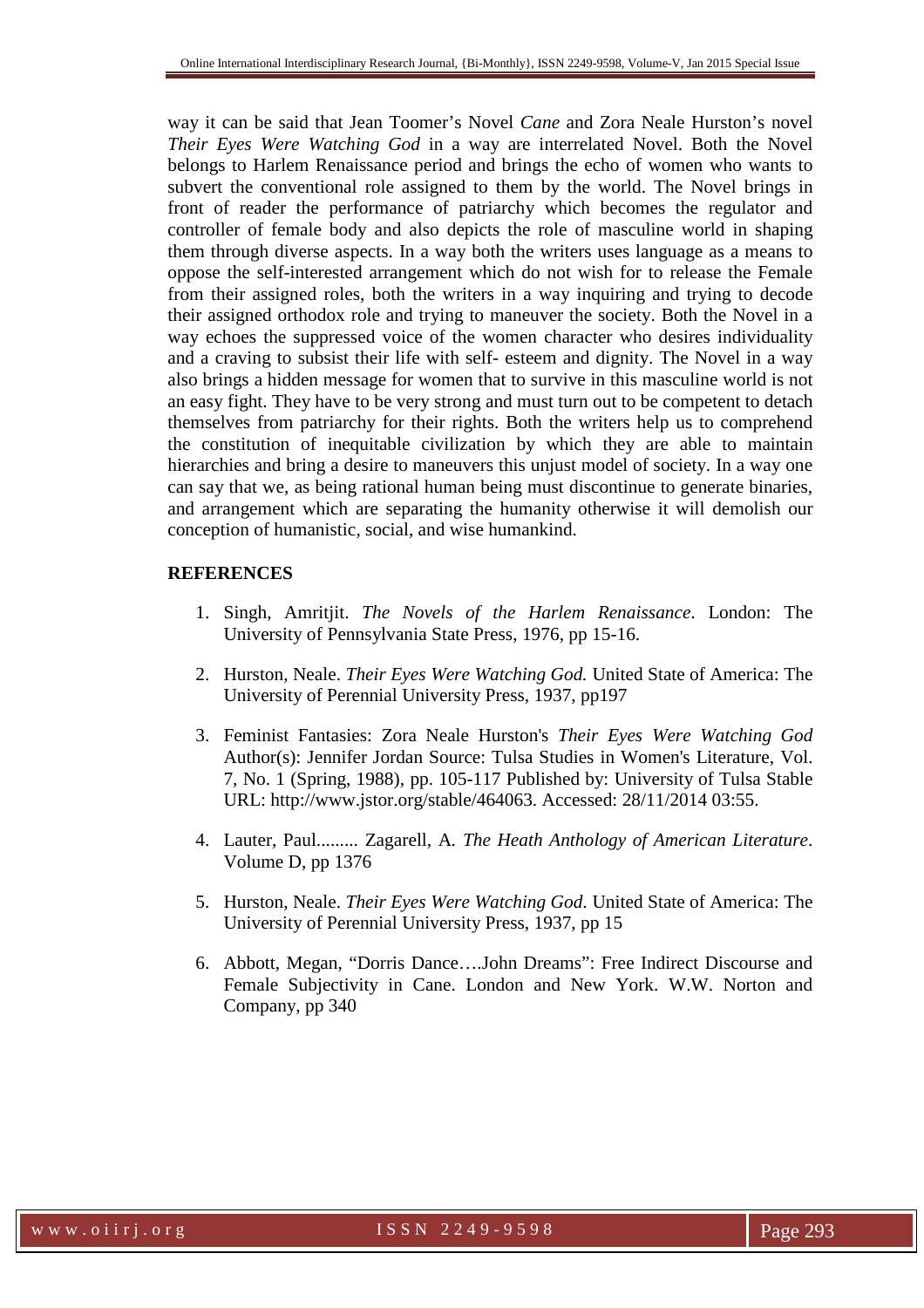way it can be said that Jean Toomer's Novel *Cane* and Zora Neale Hurston's novel *Their Eyes Were Watching God* in a way are interrelated Novel. Both the Novel belongs to Harlem Renaissance period and brings the echo of women who wants to subvert the conventional role assigned to them by the world. The Novel brings in front of reader the performance of patriarchy which becomes the regulator and controller of female body and also depicts the role of masculine world in shaping them through diverse aspects. In a way both the writers uses language as a means to oppose the self-interested arrangement which do not wish for to release the Female from their assigned roles, both the writers in a way inquiring and trying to decode their assigned orthodox role and trying to maneuver the society. Both the Novel in a way echoes the suppressed voice of the women character who desires individuality and a craving to subsist their life with self- esteem and dignity. The Novel in a way also brings a hidden message for women that to survive in this masculine world is not an easy fight. They have to be very strong and must turn out to be competent to detach themselves from patriarchy for their rights. Both the writers help us to comprehend the constitution of inequitable civilization by which they are able to maintain hierarchies and bring a desire to maneuvers this unjust model of society. In a way one can say that we, as being rational human being must discontinue to generate binaries, and arrangement which are separating the humanity otherwise it will demolish our conception of humanistic, social, and wise humankind.

**REFERENCES**

1. Singh, Amritjit. *The Novels of the Harlem Renaissance*. London: The University of Pennsylvania State Press, 1976, pp 15-16.

2. Hurston, Neale. *Their Eyes Were Watching God.* United State of America: The University of Perennial University Press, 1937, pp197

3. Feminist Fantasies: Zora Neale Hurston's *Their Eyes Were Watching God* Author(s): Jennifer Jordan Source: Tulsa Studies in Women's Literature, Vol. 7, No. 1 (Spring, 1988), pp. 105-117 Published by: University of Tulsa Stable URL: http://www.jstor.org/stable/464063. Accessed: 28/11/2014 03:55.

4. Lauter, Paul......... Zagarell, A. *The Heath Anthology of American Literature*. Volume D, pp 1376

5. Hurston, Neale. *Their Eyes Were Watching God*. United State of America: The University of Perennial University Press, 1937, pp 15

6. Abbott, Megan, "Dorris Dance….John Dreams": Free Indirect Discourse and Female Subjectivity in Cane. London and New York. W.W. Norton and Company, pp 340